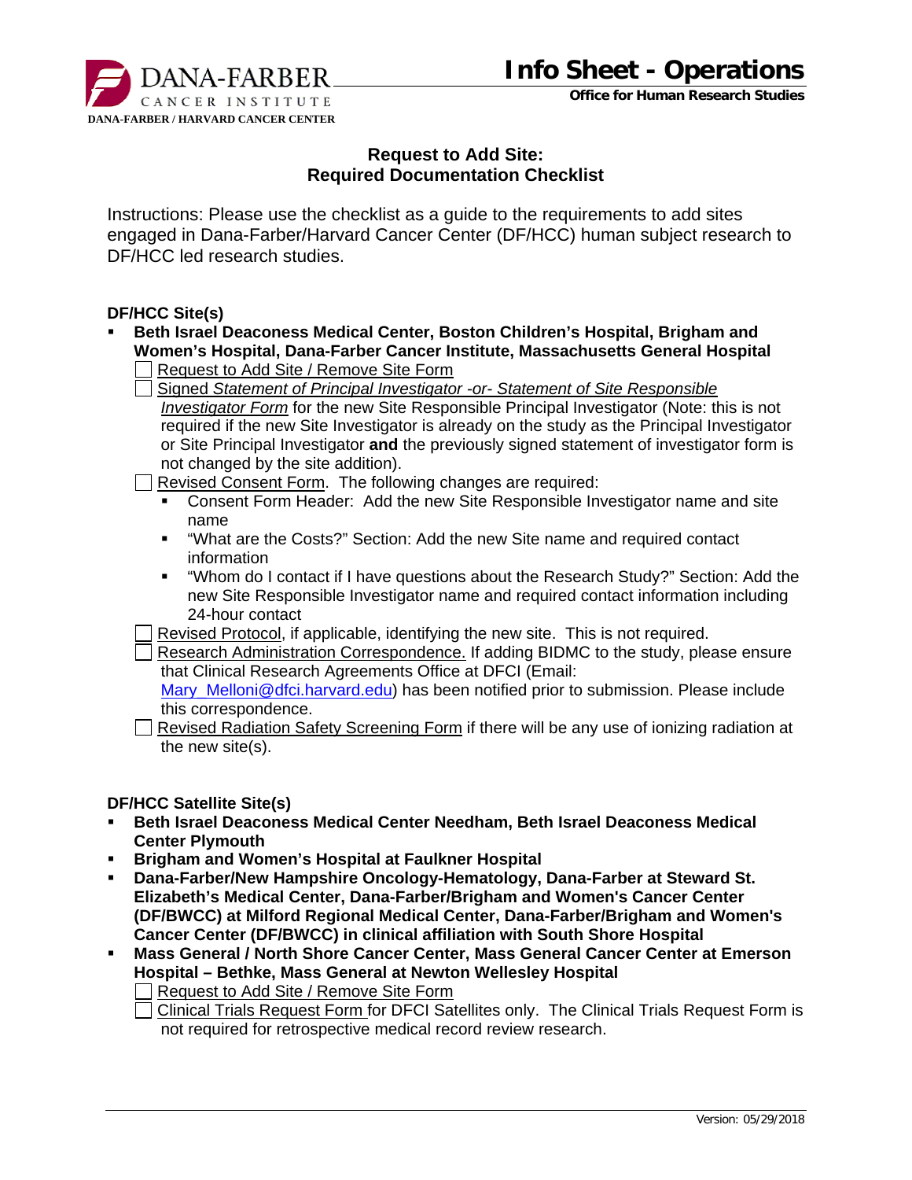# Info Sheet - Operations

**Office for Human Research Studies**

DANA-FARBER CANCER INSTITUTE
DANA-FARBER / HARVARD CANCER CENTER

## Request to Add Site: Required Documentation Checklist

Instructions: Please use the checklist as a guide to the requirements to add sites engaged in Dana-Farber/Harvard Cancer Center (DF/HCC) human subject research to DF/HCC led research studies.

### DF/HCC Site(s)

- **Beth Israel Deaconess Medical Center, Boston Children's Hospital, Brigham and Women's Hospital, Dana-Farber Cancer Institute, Massachusetts General Hospital**
  - ☐ Request to Add Site / Remove Site Form
  - ☐ Signed *Statement of Principal Investigator -or- Statement of Site Responsible Investigator Form* for the new Site Responsible Principal Investigator (Note: this is not required if the new Site Investigator is already on the study as the Principal Investigator or Site Principal Investigator **and** the previously signed statement of investigator form is not changed by the site addition).
  - ☐ Revised Consent Form. The following changes are required:
    - Consent Form Header: Add the new Site Responsible Investigator name and site name
    - "What are the Costs?" Section: Add the new Site name and required contact information
    - "Whom do I contact if I have questions about the Research Study?" Section: Add the new Site Responsible Investigator name and required contact information including 24-hour contact
  - ☐ Revised Protocol, if applicable, identifying the new site. This is not required.
  - ☐ Research Administration Correspondence. If adding BIDMC to the study, please ensure that Clinical Research Agreements Office at DFCI (Email: Mary_Melloni@dfci.harvard.edu) has been notified prior to submission. Please include this correspondence.
  - ☐ Revised Radiation Safety Screening Form if there will be any use of ionizing radiation at the new site(s).

### DF/HCC Satellite Site(s)

- **Beth Israel Deaconess Medical Center Needham, Beth Israel Deaconess Medical Center Plymouth**
- **Brigham and Women's Hospital at Faulkner Hospital**
- **Dana-Farber/New Hampshire Oncology-Hematology, Dana-Farber at Steward St. Elizabeth's Medical Center, Dana-Farber/Brigham and Women's Cancer Center (DF/BWCC) at Milford Regional Medical Center, Dana-Farber/Brigham and Women's Cancer Center (DF/BWCC) in clinical affiliation with South Shore Hospital**
- **Mass General / North Shore Cancer Center, Mass General Cancer Center at Emerson Hospital – Bethke, Mass General at Newton Wellesley Hospital**
  - ☐ Request to Add Site / Remove Site Form
  - ☐ Clinical Trials Request Form for DFCI Satellites only. The Clinical Trials Request Form is not required for retrospective medical record review research.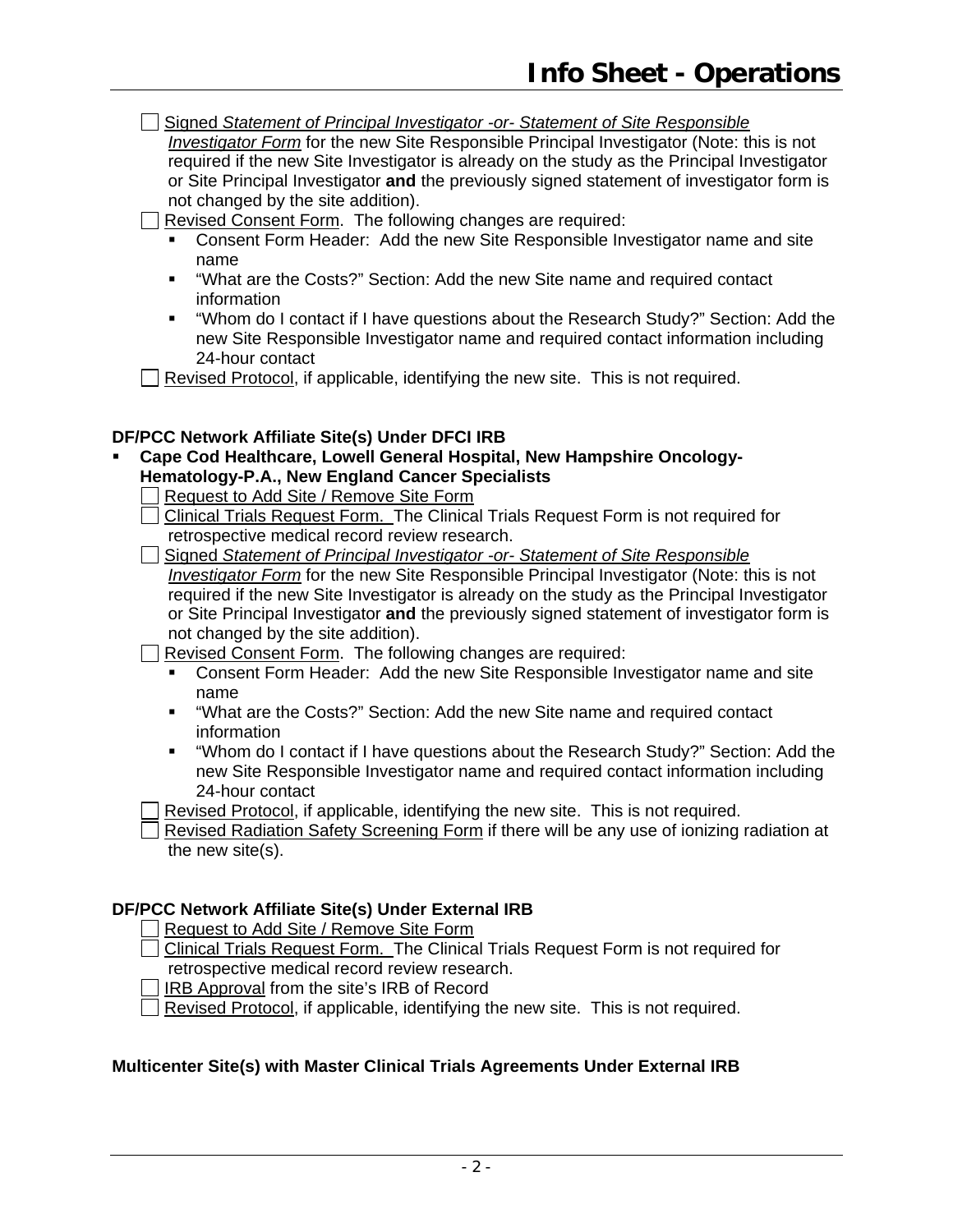- [ ] Signed *Statement of Principal Investigator -or- Statement of Site Responsible Investigator Form* for the new Site Responsible Principal Investigator (Note: this is not required if the new Site Investigator is already on the study as the Principal Investigator or Site Principal Investigator **and** the previously signed statement of investigator form is not changed by the site addition).
- [ ] Revised Consent Form. The following changes are required:
  - Consent Form Header: Add the new Site Responsible Investigator name and site name
  - "What are the Costs?" Section: Add the new Site name and required contact information
  - "Whom do I contact if I have questions about the Research Study?" Section: Add the new Site Responsible Investigator name and required contact information including 24-hour contact
- [ ] Revised Protocol, if applicable, identifying the new site. This is not required.

**DF/PCC Network Affiliate Site(s) Under DFCI IRB**

- **Cape Cod Healthcare, Lowell General Hospital, New Hampshire Oncology-Hematology-P.A., New England Cancer Specialists**
  - [ ] Request to Add Site / Remove Site Form
  - [ ] Clinical Trials Request Form. The Clinical Trials Request Form is not required for retrospective medical record review research.
  - [ ] Signed *Statement of Principal Investigator -or- Statement of Site Responsible Investigator Form* for the new Site Responsible Principal Investigator (Note: this is not required if the new Site Investigator is already on the study as the Principal Investigator or Site Principal Investigator **and** the previously signed statement of investigator form is not changed by the site addition).
  - [ ] Revised Consent Form. The following changes are required:
    - Consent Form Header: Add the new Site Responsible Investigator name and site name
    - "What are the Costs?" Section: Add the new Site name and required contact information
    - "Whom do I contact if I have questions about the Research Study?" Section: Add the new Site Responsible Investigator name and required contact information including 24-hour contact
  - [ ] Revised Protocol, if applicable, identifying the new site. This is not required.
  - [ ] Revised Radiation Safety Screening Form if there will be any use of ionizing radiation at the new site(s).

**DF/PCC Network Affiliate Site(s) Under External IRB**

- [ ] Request to Add Site / Remove Site Form
- [ ] Clinical Trials Request Form. The Clinical Trials Request Form is not required for retrospective medical record review research.
- [ ] IRB Approval from the site's IRB of Record
- [ ] Revised Protocol, if applicable, identifying the new site. This is not required.

**Multicenter Site(s) with Master Clinical Trials Agreements Under External IRB**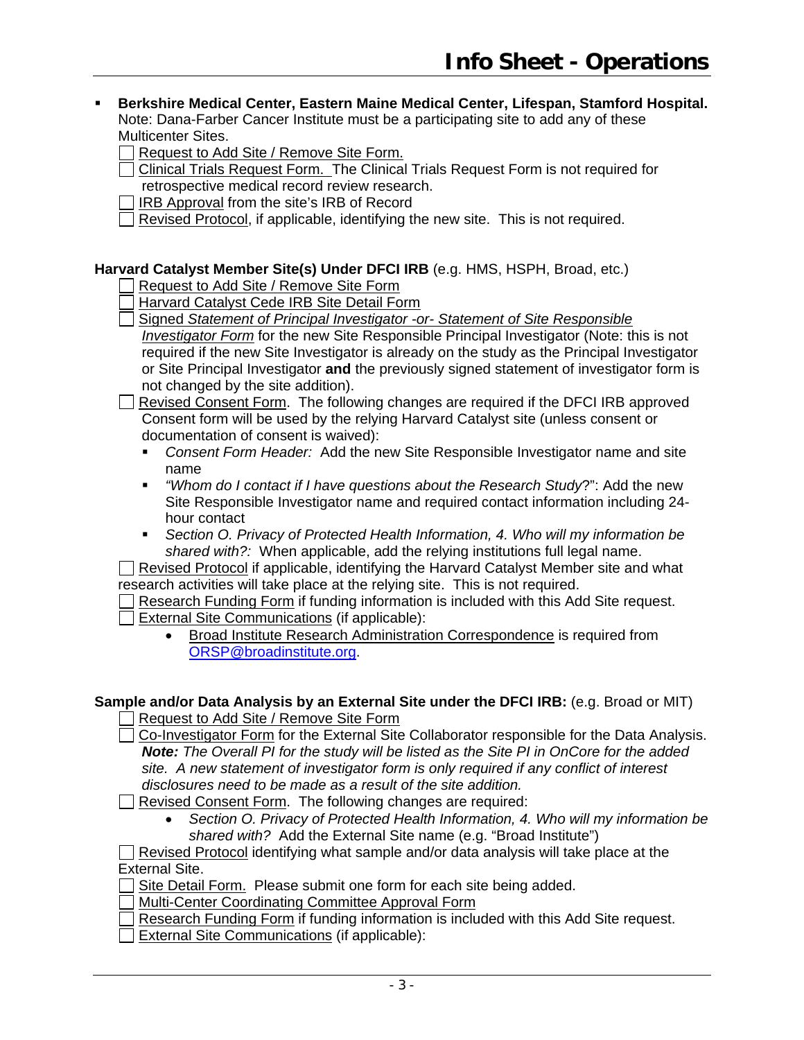- **Berkshire Medical Center, Eastern Maine Medical Center, Lifespan, Stamford Hospital.** Note: Dana-Farber Cancer Institute must be a participating site to add any of these Multicenter Sites.
  - ☐ Request to Add Site / Remove Site Form.
  - ☐ Clinical Trials Request Form. The Clinical Trials Request Form is not required for retrospective medical record review research.
  - ☐ IRB Approval from the site's IRB of Record
  - ☐ Revised Protocol, if applicable, identifying the new site. This is not required.

**Harvard Catalyst Member Site(s) Under DFCI IRB** (e.g. HMS, HSPH, Broad, etc.)

- ☐ Request to Add Site / Remove Site Form
- ☐ Harvard Catalyst Cede IRB Site Detail Form
- ☐ Signed *Statement of Principal Investigator -or- Statement of Site Responsible Investigator Form* for the new Site Responsible Principal Investigator (Note: this is not required if the new Site Investigator is already on the study as the Principal Investigator or Site Principal Investigator **and** the previously signed statement of investigator form is not changed by the site addition).
- ☐ Revised Consent Form. The following changes are required if the DFCI IRB approved Consent form will be used by the relying Harvard Catalyst site (unless consent or documentation of consent is waived):
  - *Consent Form Header:* Add the new Site Responsible Investigator name and site name
  - *"Whom do I contact if I have questions about the Research Study*?": Add the new Site Responsible Investigator name and required contact information including 24-hour contact
  - *Section O. Privacy of Protected Health Information, 4. Who will my information be shared with?:* When applicable, add the relying institutions full legal name.
- ☐ Revised Protocol if applicable, identifying the Harvard Catalyst Member site and what research activities will take place at the relying site. This is not required.
- ☐ Research Funding Form if funding information is included with this Add Site request.
- ☐ External Site Communications (if applicable):
  - Broad Institute Research Administration Correspondence is required from ORSP@broadinstitute.org.

**Sample and/or Data Analysis by an External Site under the DFCI IRB:** (e.g. Broad or MIT)

- ☐ Request to Add Site / Remove Site Form
- ☐ Co-Investigator Form for the External Site Collaborator responsible for the Data Analysis. ***Note:*** *The Overall PI for the study will be listed as the Site PI in OnCore for the added site. A new statement of investigator form is only required if any conflict of interest disclosures need to be made as a result of the site addition.*
- ☐ Revised Consent Form. The following changes are required:
  - *Section O. Privacy of Protected Health Information, 4. Who will my information be shared with?* Add the External Site name (e.g. "Broad Institute")
- ☐ Revised Protocol identifying what sample and/or data analysis will take place at the External Site.
- ☐ Site Detail Form. Please submit one form for each site being added.
- ☐ Multi-Center Coordinating Committee Approval Form
- ☐ Research Funding Form if funding information is included with this Add Site request.
- ☐ External Site Communications (if applicable):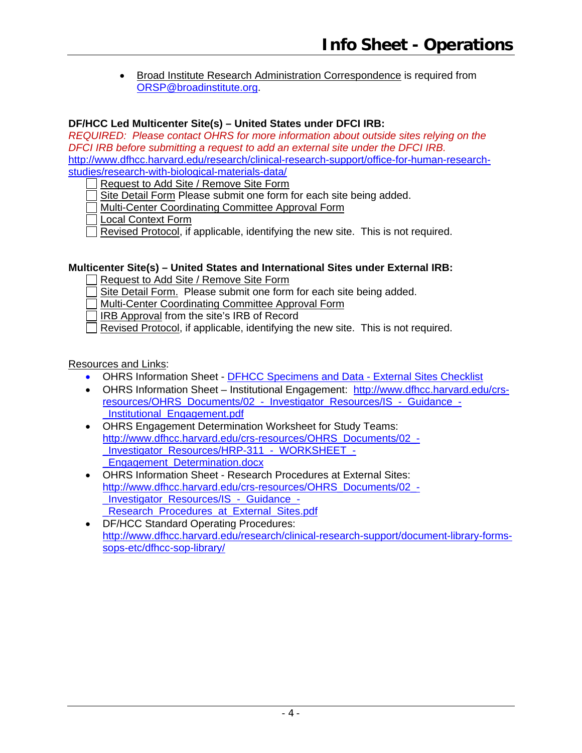- Broad Institute Research Administration Correspondence is required from ORSP@broadinstitute.org.

**DF/HCC Led Multicenter Site(s) – United States under DFCI IRB:**

*REQUIRED: Please contact OHRS for more information about outside sites relying on the DFCI IRB before submitting a request to add an external site under the DFCI IRB.*
http://www.dfhcc.harvard.edu/research/clinical-research-support/office-for-human-research-studies/research-with-biological-materials-data/

- [ ] Request to Add Site / Remove Site Form
- [ ] Site Detail Form Please submit one form for each site being added.
- [ ] Multi-Center Coordinating Committee Approval Form
- [ ] Local Context Form
- [ ] Revised Protocol, if applicable, identifying the new site. This is not required.

**Multicenter Site(s) – United States and International Sites under External IRB:**

- [ ] Request to Add Site / Remove Site Form
- [ ] Site Detail Form. Please submit one form for each site being added.
- [ ] Multi-Center Coordinating Committee Approval Form
- [ ] IRB Approval from the site's IRB of Record
- [ ] Revised Protocol, if applicable, identifying the new site. This is not required.

Resources and Links:

- OHRS Information Sheet - DFHCC Specimens and Data - External Sites Checklist
- OHRS Information Sheet – Institutional Engagement: http://www.dfhcc.harvard.edu/crs-resources/OHRS_Documents/02_-_Investigator_Resources/IS_-_Guidance_-_Institutional_Engagement.pdf
- OHRS Engagement Determination Worksheet for Study Teams: http://www.dfhcc.harvard.edu/crs-resources/OHRS_Documents/02_-_Investigator_Resources/HRP-311_-_WORKSHEET_-_Engagement_Determination.docx
- OHRS Information Sheet - Research Procedures at External Sites: http://www.dfhcc.harvard.edu/crs-resources/OHRS_Documents/02_-_Investigator_Resources/IS_-_Guidance_-_Research_Procedures_at_External_Sites.pdf
- DF/HCC Standard Operating Procedures: http://www.dfhcc.harvard.edu/research/clinical-research-support/document-library-forms-sops-etc/dfhcc-sop-library/